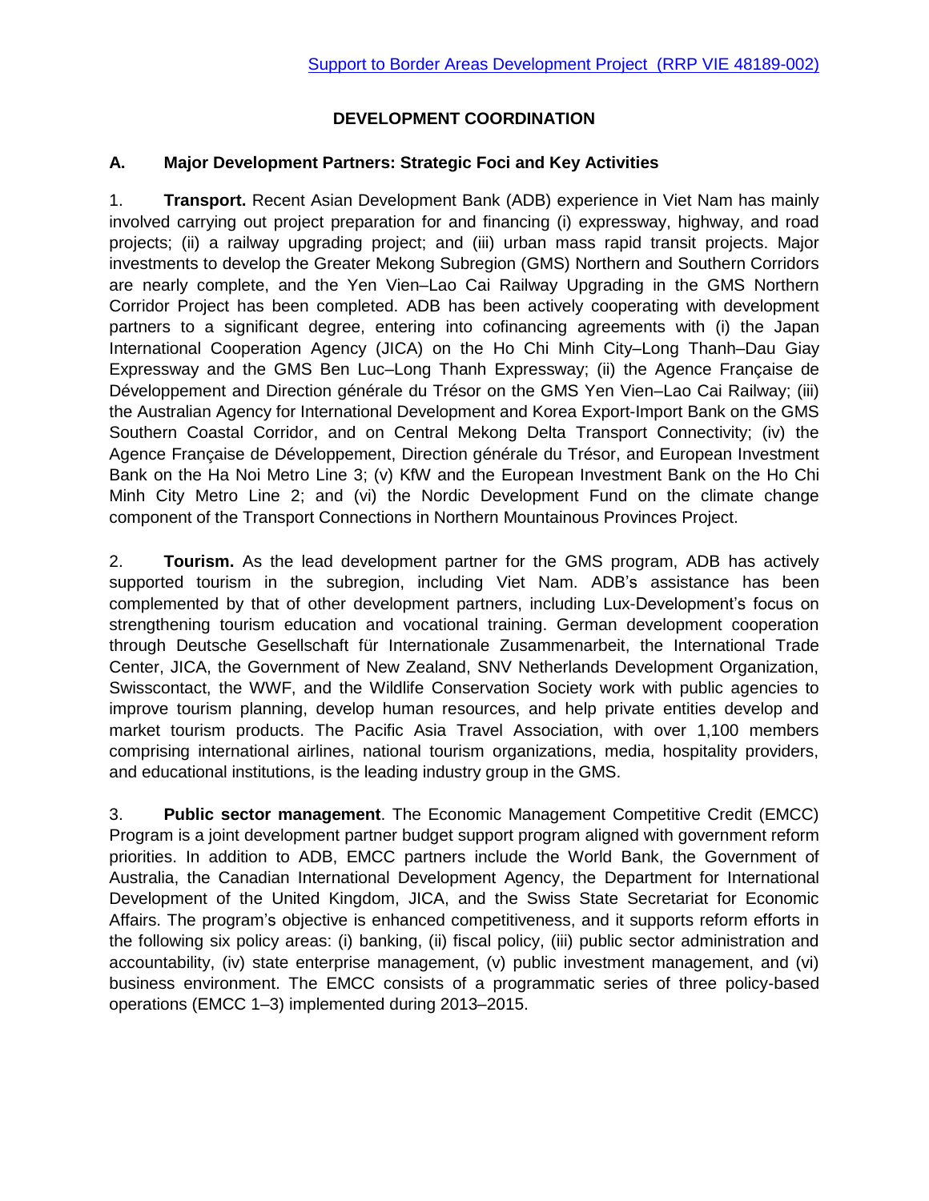# DEVELOPMENT COORDINATION

## A. Major Development Partners: Strategic Foci and Key Activities

1. **Transport.** Recent Asian Development Bank (ADB) experience in Viet Nam has mainly involved carrying out project preparation for and financing (i) expressway, highway, and road projects; (ii) a railway upgrading project; and (iii) urban mass rapid transit projects. Major investments to develop the Greater Mekong Subregion (GMS) Northern and Southern Corridors are nearly complete, and the Yen Vien–Lao Cai Railway Upgrading in the GMS Northern Corridor Project has been completed. ADB has been actively cooperating with development partners to a significant degree, entering into cofinancing agreements with (i) the Japan International Cooperation Agency (JICA) on the Ho Chi Minh City–Long Thanh–Dau Giay Expressway and the GMS Ben Luc–Long Thanh Expressway; (ii) the Agence Française de Développement and Direction générale du Trésor on the GMS Yen Vien–Lao Cai Railway; (iii) the Australian Agency for International Development and Korea Export-Import Bank on the GMS Southern Coastal Corridor, and on Central Mekong Delta Transport Connectivity; (iv) the Agence Française de Développement, Direction générale du Trésor, and European Investment Bank on the Ha Noi Metro Line 3; (v) KfW and the European Investment Bank on the Ho Chi Minh City Metro Line 2; and (vi) the Nordic Development Fund on the climate change component of the Transport Connections in Northern Mountainous Provinces Project.

2. **Tourism.** As the lead development partner for the GMS program, ADB has actively supported tourism in the subregion, including Viet Nam. ADB's assistance has been complemented by that of other development partners, including Lux-Development's focus on strengthening tourism education and vocational training. German development cooperation through Deutsche Gesellschaft für Internationale Zusammenarbeit, the International Trade Center, JICA, the Government of New Zealand, SNV Netherlands Development Organization, Swisscontact, the WWF, and the Wildlife Conservation Society work with public agencies to improve tourism planning, develop human resources, and help private entities develop and market tourism products. The Pacific Asia Travel Association, with over 1,100 members comprising international airlines, national tourism organizations, media, hospitality providers, and educational institutions, is the leading industry group in the GMS.

3. **Public sector management**. The Economic Management Competitive Credit (EMCC) Program is a joint development partner budget support program aligned with government reform priorities. In addition to ADB, EMCC partners include the World Bank, the Government of Australia, the Canadian International Development Agency, the Department for International Development of the United Kingdom, JICA, and the Swiss State Secretariat for Economic Affairs. The program's objective is enhanced competitiveness, and it supports reform efforts in the following six policy areas: (i) banking, (ii) fiscal policy, (iii) public sector administration and accountability, (iv) state enterprise management, (v) public investment management, and (vi) business environment. The EMCC consists of a programmatic series of three policy-based operations (EMCC 1–3) implemented during 2013–2015.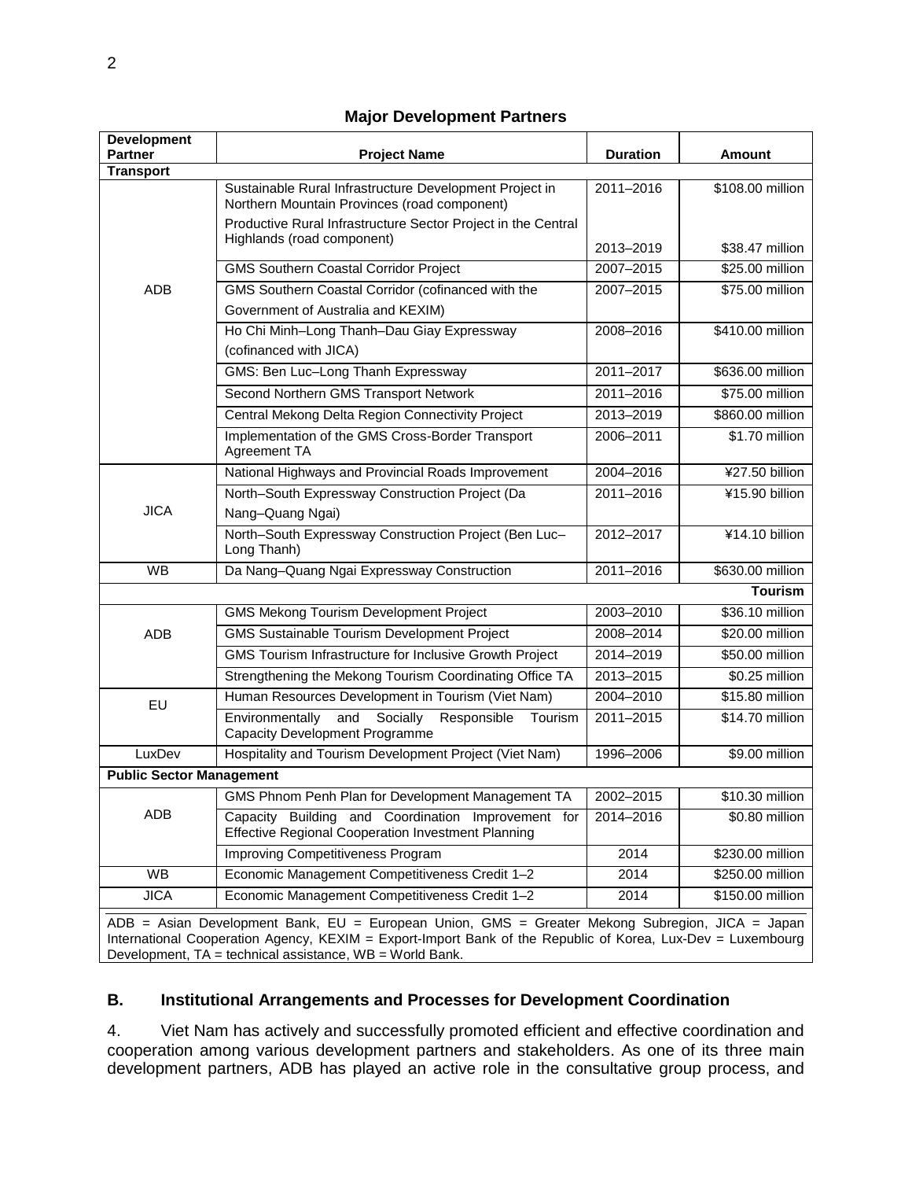**Major Development Partners**

| Development Partner | Project Name | Duration | Amount |
|---|---|---|---|
| **Transport** | | | |
| ADB | Sustainable Rural Infrastructure Development Project in Northern Mountain Provinces (road component) | 2011–2016 | $108.00 million |
| | Productive Rural Infrastructure Sector Project in the Central Highlands (road component) | 2013–2019 | $38.47 million |
| | GMS Southern Coastal Corridor Project | 2007–2015 | $25.00 million |
| | GMS Southern Coastal Corridor (cofinanced with the Government of Australia and KEXIM) | 2007–2015 | $75.00 million |
| | Ho Chi Minh–Long Thanh–Dau Giay Expressway (cofinanced with JICA) | 2008–2016 | $410.00 million |
| | GMS: Ben Luc–Long Thanh Expressway | 2011–2017 | $636.00 million |
| | Second Northern GMS Transport Network | 2011–2016 | $75.00 million |
| | Central Mekong Delta Region Connectivity Project | 2013–2019 | $860.00 million |
| | Implementation of the GMS Cross-Border Transport Agreement TA | 2006–2011 | $1.70 million |
| JICA | National Highways and Provincial Roads Improvement | 2004–2016 | ¥27.50 billion |
| | North–South Expressway Construction Project (Da Nang–Quang Ngai) | 2011–2016 | ¥15.90 billion |
| | North–South Expressway Construction Project (Ben Luc–Long Thanh) | 2012–2017 | ¥14.10 billion |
| WB | Da Nang–Quang Ngai Expressway Construction | 2011–2016 | $630.00 million |
| **Tourism** | | | |
| ADB | GMS Mekong Tourism Development Project | 2003–2010 | $36.10 million |
| | GMS Sustainable Tourism Development Project | 2008–2014 | $20.00 million |
| | GMS Tourism Infrastructure for Inclusive Growth Project | 2014–2019 | $50.00 million |
| | Strengthening the Mekong Tourism Coordinating Office TA | 2013–2015 | $0.25 million |
| EU | Human Resources Development in Tourism (Viet Nam) | 2004–2010 | $15.80 million |
| | Environmentally and Socially Responsible Tourism Capacity Development Programme | 2011–2015 | $14.70 million |
| LuxDev | Hospitality and Tourism Development Project (Viet Nam) | 1996–2006 | $9.00 million |
| **Public Sector Management** | | | |
| ADB | GMS Phnom Penh Plan for Development Management TA | 2002–2015 | $10.30 million |
| | Capacity Building and Coordination Improvement for Effective Regional Cooperation Investment Planning | 2014–2016 | $0.80 million |
| | Improving Competitiveness Program | 2014 | $230.00 million |
| WB | Economic Management Competitiveness Credit 1–2 | 2014 | $250.00 million |
| JICA | Economic Management Competitiveness Credit 1–2 | 2014 | $150.00 million |

ADB = Asian Development Bank, EU = European Union, GMS = Greater Mekong Subregion, JICA = Japan International Cooperation Agency, KEXIM = Export-Import Bank of the Republic of Korea, Lux-Dev = Luxembourg Development, TA = technical assistance, WB = World Bank.

## B. Institutional Arrangements and Processes for Development Coordination

4. Viet Nam has actively and successfully promoted efficient and effective coordination and cooperation among various development partners and stakeholders. As one of its three main development partners, ADB has played an active role in the consultative group process, and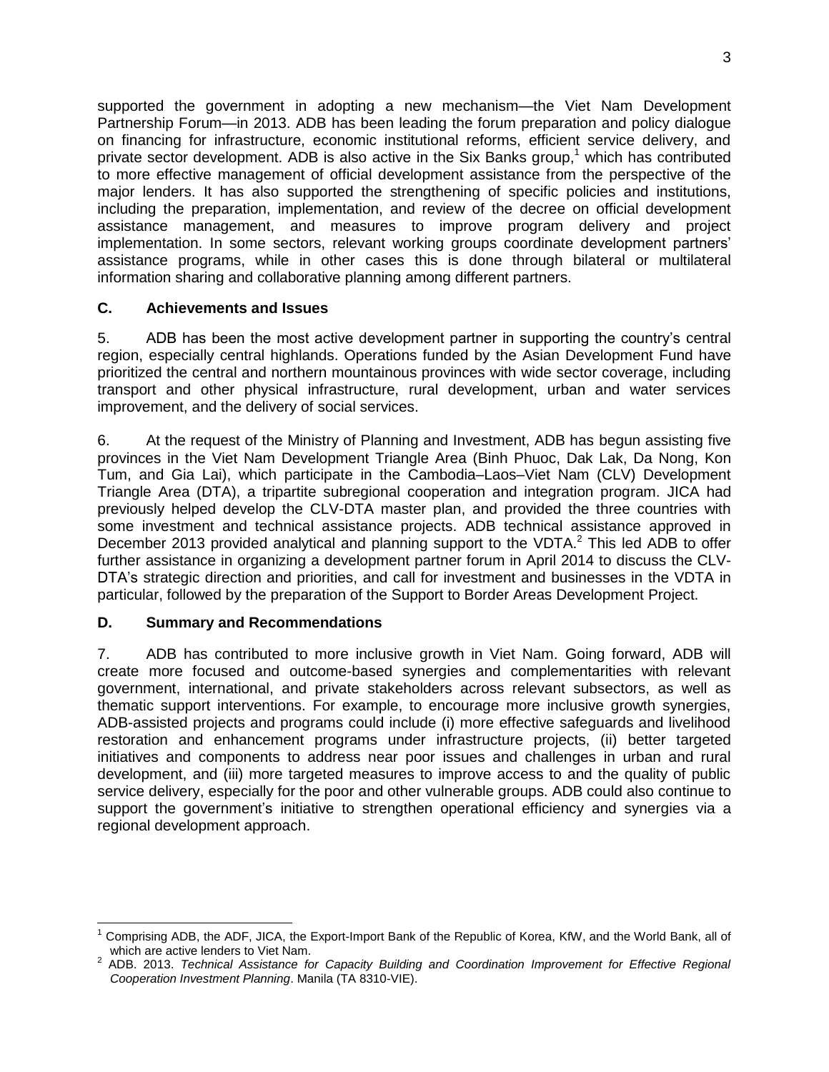supported the government in adopting a new mechanism—the Viet Nam Development Partnership Forum—in 2013. ADB has been leading the forum preparation and policy dialogue on financing for infrastructure, economic institutional reforms, efficient service delivery, and private sector development. ADB is also active in the Six Banks group,[1] which has contributed to more effective management of official development assistance from the perspective of the major lenders. It has also supported the strengthening of specific policies and institutions, including the preparation, implementation, and review of the decree on official development assistance management, and measures to improve program delivery and project implementation. In some sectors, relevant working groups coordinate development partners' assistance programs, while in other cases this is done through bilateral or multilateral information sharing and collaborative planning among different partners.

### C. Achievements and Issues

5. ADB has been the most active development partner in supporting the country's central region, especially central highlands. Operations funded by the Asian Development Fund have prioritized the central and northern mountainous provinces with wide sector coverage, including transport and other physical infrastructure, rural development, urban and water services improvement, and the delivery of social services.

6. At the request of the Ministry of Planning and Investment, ADB has begun assisting five provinces in the Viet Nam Development Triangle Area (Binh Phuoc, Dak Lak, Da Nong, Kon Tum, and Gia Lai), which participate in the Cambodia–Laos–Viet Nam (CLV) Development Triangle Area (DTA), a tripartite subregional cooperation and integration program. JICA had previously helped develop the CLV-DTA master plan, and provided the three countries with some investment and technical assistance projects. ADB technical assistance approved in December 2013 provided analytical and planning support to the VDTA.[2] This led ADB to offer further assistance in organizing a development partner forum in April 2014 to discuss the CLV-DTA's strategic direction and priorities, and call for investment and businesses in the VDTA in particular, followed by the preparation of the Support to Border Areas Development Project.

### D. Summary and Recommendations

7. ADB has contributed to more inclusive growth in Viet Nam. Going forward, ADB will create more focused and outcome-based synergies and complementarities with relevant government, international, and private stakeholders across relevant subsectors, as well as thematic support interventions. For example, to encourage more inclusive growth synergies, ADB-assisted projects and programs could include (i) more effective safeguards and livelihood restoration and enhancement programs under infrastructure projects, (ii) better targeted initiatives and components to address near poor issues and challenges in urban and rural development, and (iii) more targeted measures to improve access to and the quality of public service delivery, especially for the poor and other vulnerable groups. ADB could also continue to support the government's initiative to strengthen operational efficiency and synergies via a regional development approach.

---

[1] Comprising ADB, the ADF, JICA, the Export-Import Bank of the Republic of Korea, KfW, and the World Bank, all of which are active lenders to Viet Nam.

[2] ADB. 2013. *Technical Assistance for Capacity Building and Coordination Improvement for Effective Regional Cooperation Investment Planning*. Manila (TA 8310-VIE).